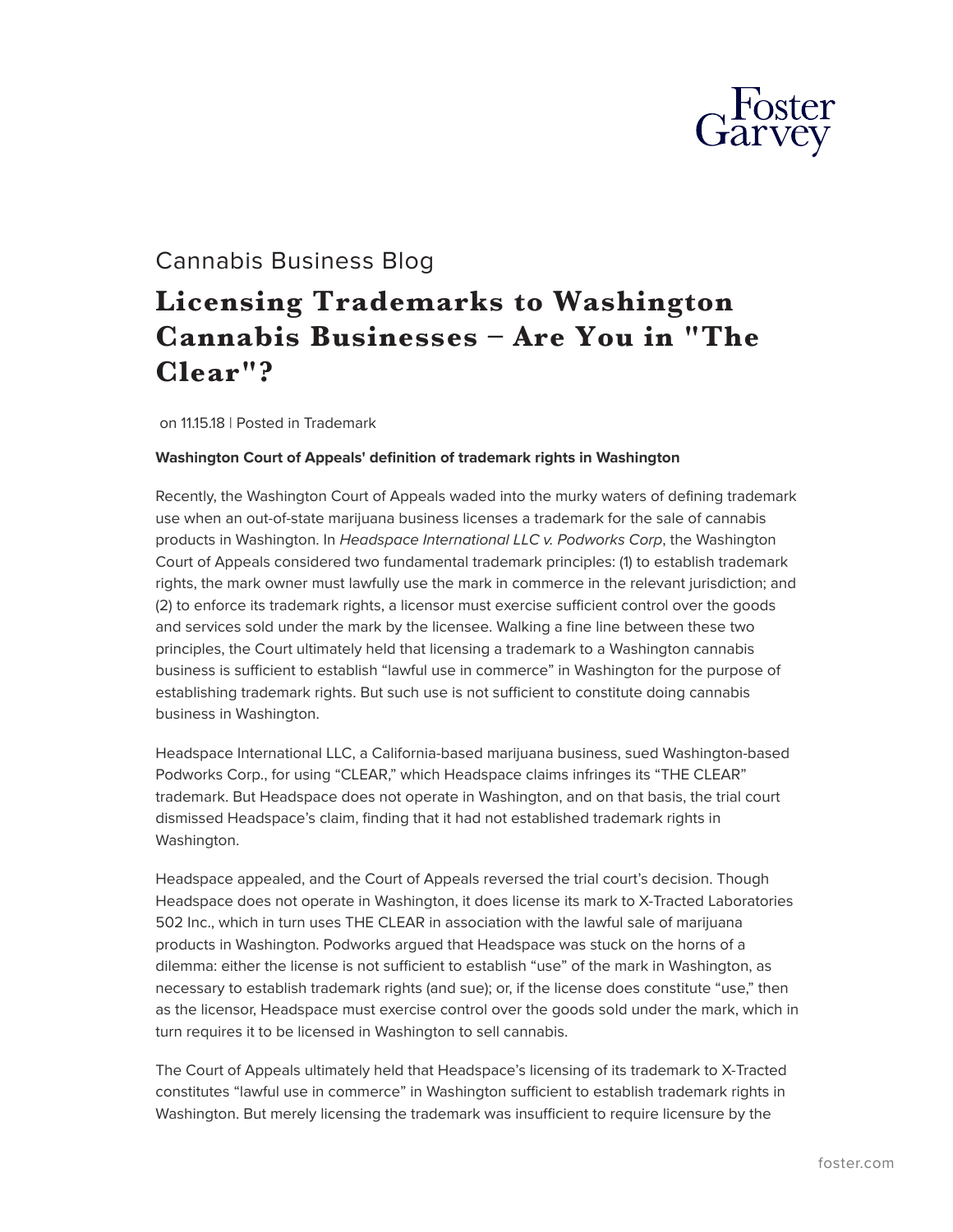Cannabis Business Blog

# Licensing Trademarks to Washington Cannabis Businesses – Are You in "The Clear"?

on 11.15.18 | Posted in Trademark

**Washington Court of Appeals' definition of trademark rights in Washington**

Recently, the Washington Court of Appeals waded into the murky waters of defining trademark use when an out-of-state marijuana business licenses a trademark for the sale of cannabis products in Washington. In *Headspace International LLC v. Podworks Corp*, the Washington Court of Appeals considered two fundamental trademark principles: (1) to establish trademark rights, the mark owner must lawfully use the mark in commerce in the relevant jurisdiction; and (2) to enforce its trademark rights, a licensor must exercise sufficient control over the goods and services sold under the mark by the licensee. Walking a fine line between these two principles, the Court ultimately held that licensing a trademark to a Washington cannabis business is sufficient to establish "lawful use in commerce" in Washington for the purpose of establishing trademark rights. But such use is not sufficient to constitute doing cannabis business in Washington.

Headspace International LLC, a California-based marijuana business, sued Washington-based Podworks Corp., for using "CLEAR," which Headspace claims infringes its "THE CLEAR" trademark. But Headspace does not operate in Washington, and on that basis, the trial court dismissed Headspace's claim, finding that it had not established trademark rights in Washington.

Headspace appealed, and the Court of Appeals reversed the trial court's decision. Though Headspace does not operate in Washington, it does license its mark to X-Tracted Laboratories 502 Inc., which in turn uses THE CLEAR in association with the lawful sale of marijuana products in Washington. Podworks argued that Headspace was stuck on the horns of a dilemma: either the license is not sufficient to establish "use" of the mark in Washington, as necessary to establish trademark rights (and sue); or, if the license does constitute "use," then as the licensor, Headspace must exercise control over the goods sold under the mark, which in turn requires it to be licensed in Washington to sell cannabis.

The Court of Appeals ultimately held that Headspace's licensing of its trademark to X-Tracted constitutes "lawful use in commerce" in Washington sufficient to establish trademark rights in Washington. But merely licensing the trademark was insufficient to require licensure by the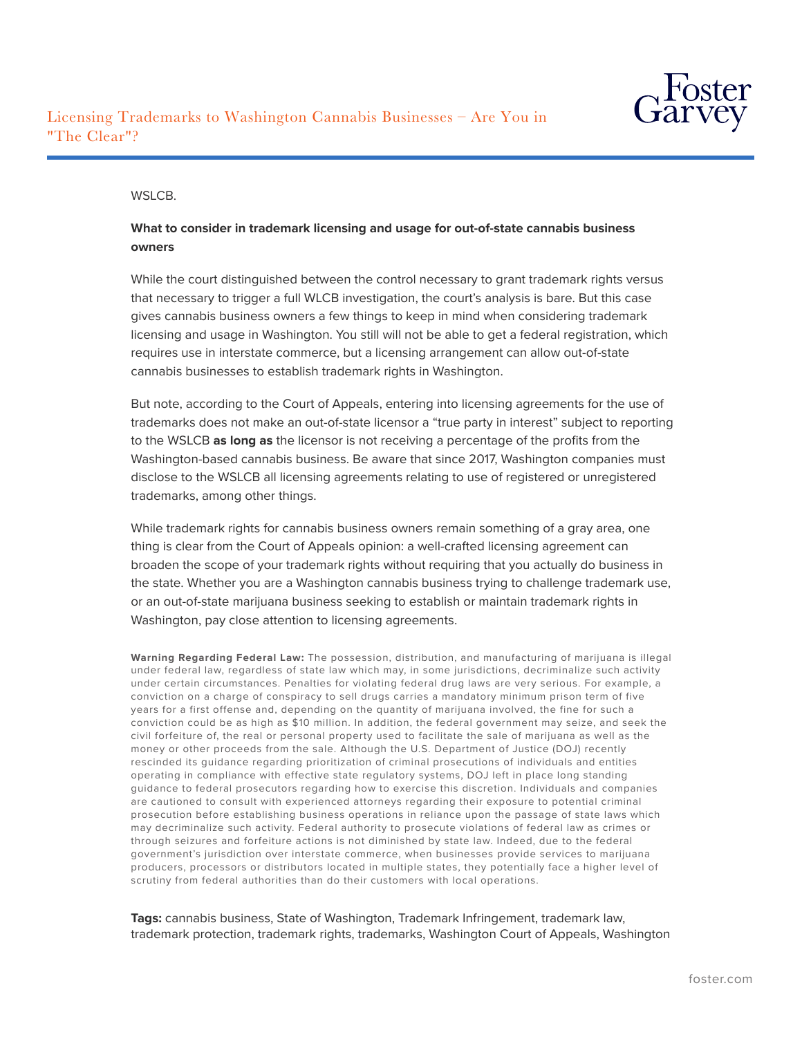WSLCB.

**What to consider in trademark licensing and usage for out-of-state cannabis business owners**

While the court distinguished between the control necessary to grant trademark rights versus that necessary to trigger a full WLCB investigation, the court's analysis is bare. But this case gives cannabis business owners a few things to keep in mind when considering trademark licensing and usage in Washington. You still will not be able to get a federal registration, which requires use in interstate commerce, but a licensing arrangement can allow out-of-state cannabis businesses to establish trademark rights in Washington.

But note, according to the Court of Appeals, entering into licensing agreements for the use of trademarks does not make an out-of-state licensor a "true party in interest" subject to reporting to the WSLCB **as long as** the licensor is not receiving a percentage of the profits from the Washington-based cannabis business. Be aware that since 2017, Washington companies must disclose to the WSLCB all licensing agreements relating to use of registered or unregistered trademarks, among other things.

While trademark rights for cannabis business owners remain something of a gray area, one thing is clear from the Court of Appeals opinion: a well-crafted licensing agreement can broaden the scope of your trademark rights without requiring that you actually do business in the state. Whether you are a Washington cannabis business trying to challenge trademark use, or an out-of-state marijuana business seeking to establish or maintain trademark rights in Washington, pay close attention to licensing agreements.

**Warning Regarding Federal Law:** The possession, distribution, and manufacturing of marijuana is illegal under federal law, regardless of state law which may, in some jurisdictions, decriminalize such activity under certain circumstances. Penalties for violating federal drug laws are very serious. For example, a conviction on a charge of conspiracy to sell drugs carries a mandatory minimum prison term of five years for a first offense and, depending on the quantity of marijuana involved, the fine for such a conviction could be as high as $10 million. In addition, the federal government may seize, and seek the civil forfeiture of, the real or personal property used to facilitate the sale of marijuana as well as the money or other proceeds from the sale. Although the U.S. Department of Justice (DOJ) recently rescinded its guidance regarding prioritization of criminal prosecutions of individuals and entities operating in compliance with effective state regulatory systems, DOJ left in place long standing guidance to federal prosecutors regarding how to exercise this discretion. Individuals and companies are cautioned to consult with experienced attorneys regarding their exposure to potential criminal prosecution before establishing business operations in reliance upon the passage of state laws which may decriminalize such activity. Federal authority to prosecute violations of federal law as crimes or through seizures and forfeiture actions is not diminished by state law. Indeed, due to the federal government's jurisdiction over interstate commerce, when businesses provide services to marijuana producers, processors or distributors located in multiple states, they potentially face a higher level of scrutiny from federal authorities than do their customers with local operations.

**Tags:** cannabis business, State of Washington, Trademark Infringement, trademark law, trademark protection, trademark rights, trademarks, Washington Court of Appeals, Washington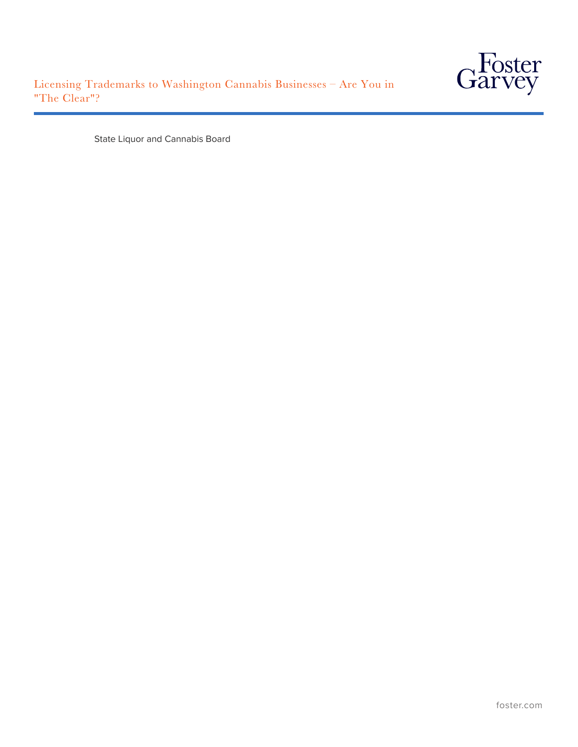State Liquor and Cannabis Board